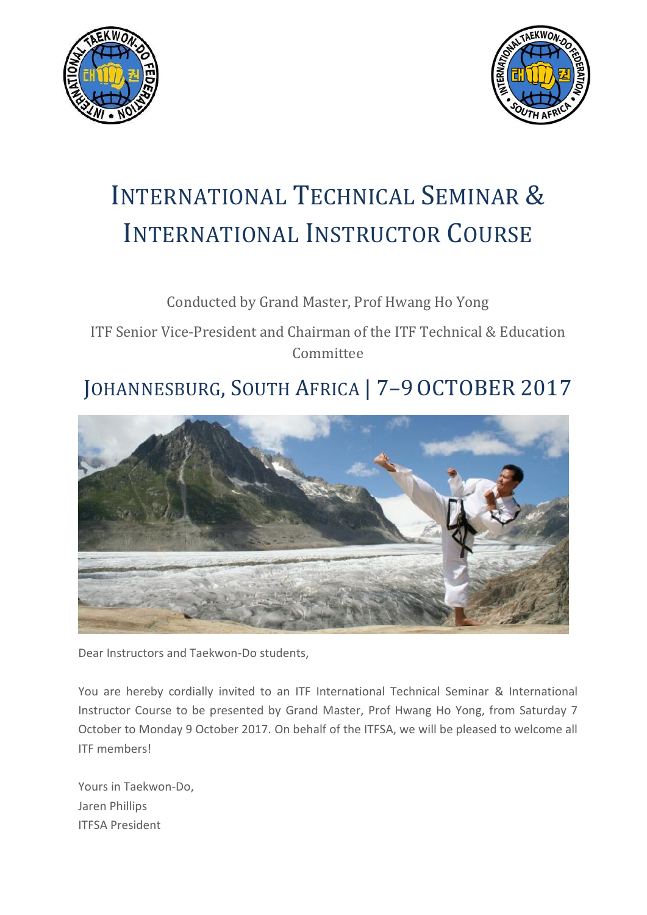# INTERNATIONAL TECHNICAL SEMINAR & INTERNATIONAL INSTRUCTOR COURSE

Conducted by Grand Master, Prof Hwang Ho Yong

ITF Senior Vice-President and Chairman of the ITF Technical & Education Committee

## JOHANNESBURG, SOUTH AFRICA | 7–9 OCTOBER 2017

Dear Instructors and Taekwon-Do students,

You are hereby cordially invited to an ITF International Technical Seminar & International Instructor Course to be presented by Grand Master, Prof Hwang Ho Yong, from Saturday 7 October to Monday 9 October 2017. On behalf of the ITFSA, we will be pleased to welcome all ITF members!

Yours in Taekwon-Do,
Jaren Phillips
ITFSA President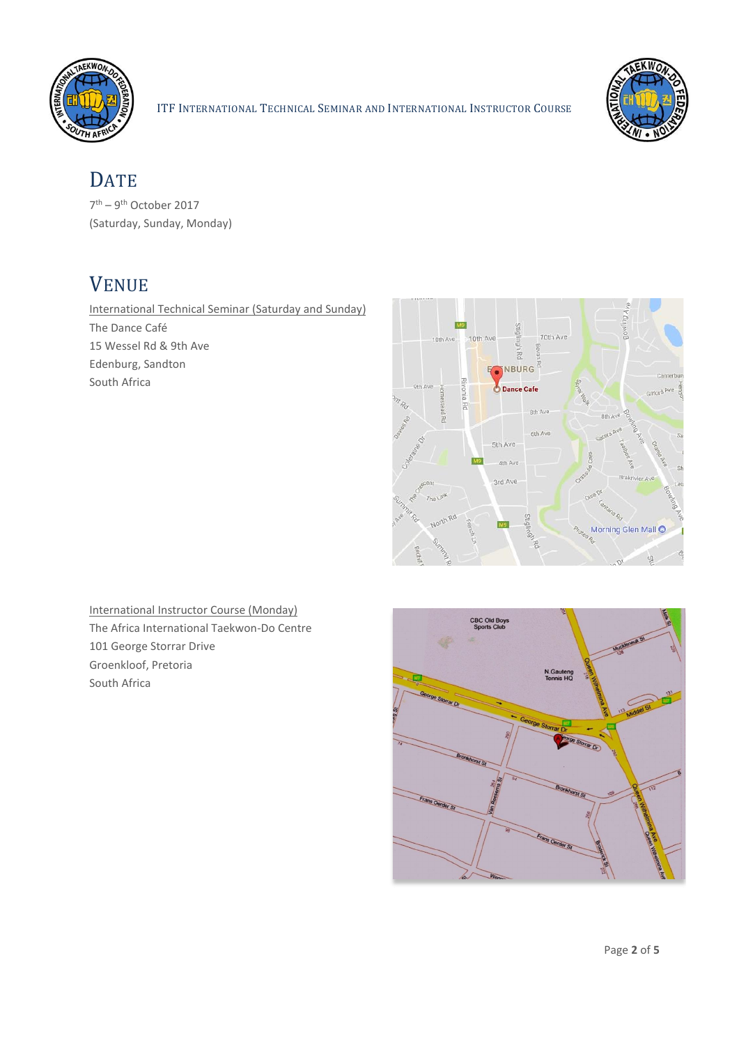## DATE

7th – 9th October 2017
(Saturday, Sunday, Monday)

## VENUE

International Technical Seminar (Saturday and Sunday)
The Dance Café
15 Wessel Rd & 9th Ave
Edenburg, Sandton
South Africa

International Instructor Course (Monday)
The Africa International Taekwon-Do Centre
101 George Storrar Drive
Groenkloof, Pretoria
South Africa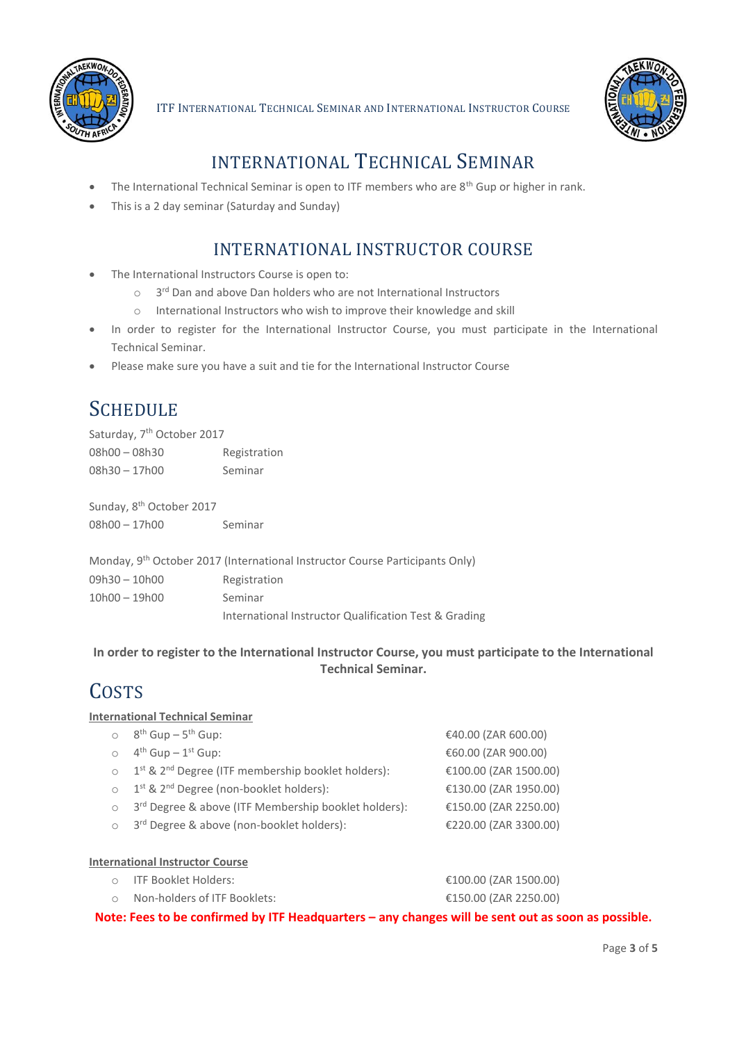# International Technical Seminar

- The International Technical Seminar is open to ITF members who are 8th Gup or higher in rank.
- This is a 2 day seminar (Saturday and Sunday)

# International Instructor Course

- The International Instructors Course is open to:
    - 3rd Dan and above Dan holders who are not International Instructors
    - International Instructors who wish to improve their knowledge and skill
- In order to register for the International Instructor Course, you must participate in the International Technical Seminar.
- Please make sure you have a suit and tie for the International Instructor Course

## Schedule

Saturday, 7th October 2017

| | |
|---|---|
| 08h00 – 08h30 | Registration |
| 08h30 – 17h00 | Seminar |

Sunday, 8th October 2017

| | |
|---|---|
| 08h00 – 17h00 | Seminar |

Monday, 9th October 2017 (International Instructor Course Participants Only)

| | |
|---|---|
| 09h30 – 10h00 | Registration |
| 10h00 – 19h00 | Seminar |
| | International Instructor Qualification Test & Grading |

**In order to register to the International Instructor Course, you must participate to the International Technical Seminar.**

## Costs

**International Technical Seminar**

- 8th Gup – 5th Gup: €40.00 (ZAR 600.00)
- 4th Gup – 1st Gup: €60.00 (ZAR 900.00)
- 1st & 2nd Degree (ITF membership booklet holders): €100.00 (ZAR 1500.00)
- 1st & 2nd Degree (non-booklet holders): €130.00 (ZAR 1950.00)
- 3rd Degree & above (ITF Membership booklet holders): €150.00 (ZAR 2250.00)
- 3rd Degree & above (non-booklet holders): €220.00 (ZAR 3300.00)

**International Instructor Course**

- ITF Booklet Holders: €100.00 (ZAR 1500.00)
- Non-holders of ITF Booklets: €150.00 (ZAR 2250.00)

**Note: Fees to be confirmed by ITF Headquarters – any changes will be sent out as soon as possible.**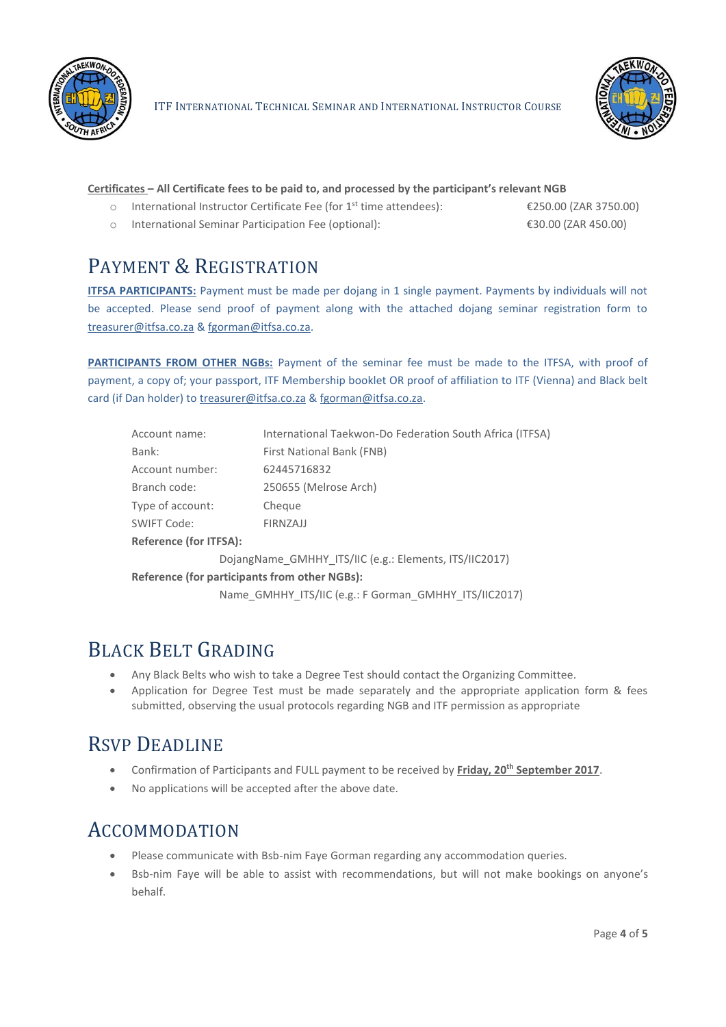**Certificates – All Certificate fees to be paid to, and processed by the participant's relevant NGB**

- International Instructor Certificate Fee (for 1st time attendees): €250.00 (ZAR 3750.00)
- International Seminar Participation Fee (optional): €30.00 (ZAR 450.00)

## Payment & Registration

**ITFSA PARTICIPANTS:** Payment must be made per dojang in 1 single payment. Payments by individuals will not be accepted. Please send proof of payment along with the attached dojang seminar registration form to treasurer@itfsa.co.za & fgorman@itfsa.co.za.

**PARTICIPANTS FROM OTHER NGBs:** Payment of the seminar fee must be made to the ITFSA, with proof of payment, a copy of; your passport, ITF Membership booklet OR proof of affiliation to ITF (Vienna) and Black belt card (if Dan holder) to treasurer@itfsa.co.za & fgorman@itfsa.co.za.

| | |
|---|---|
| Account name: | International Taekwon-Do Federation South Africa (ITFSA) |
| Bank: | First National Bank (FNB) |
| Account number: | 62445716832 |
| Branch code: | 250655 (Melrose Arch) |
| Type of account: | Cheque |
| SWIFT Code: | FIRNZAJJ |

**Reference (for ITFSA):**

DojangName_GMHHY_ITS/IIC (e.g.: Elements, ITS/IIC2017)

**Reference (for participants from other NGBs):**

Name_GMHHY_ITS/IIC (e.g.: F Gorman_GMHHY_ITS/IIC2017)

## Black Belt Grading

- Any Black Belts who wish to take a Degree Test should contact the Organizing Committee.
- Application for Degree Test must be made separately and the appropriate application form & fees submitted, observing the usual protocols regarding NGB and ITF permission as appropriate

## RSVP Deadline

- Confirmation of Participants and FULL payment to be received by **Friday, 20th September 2017**.
- No applications will be accepted after the above date.

## Accommodation

- Please communicate with Bsb-nim Faye Gorman regarding any accommodation queries.
- Bsb-nim Faye will be able to assist with recommendations, but will not make bookings on anyone's behalf.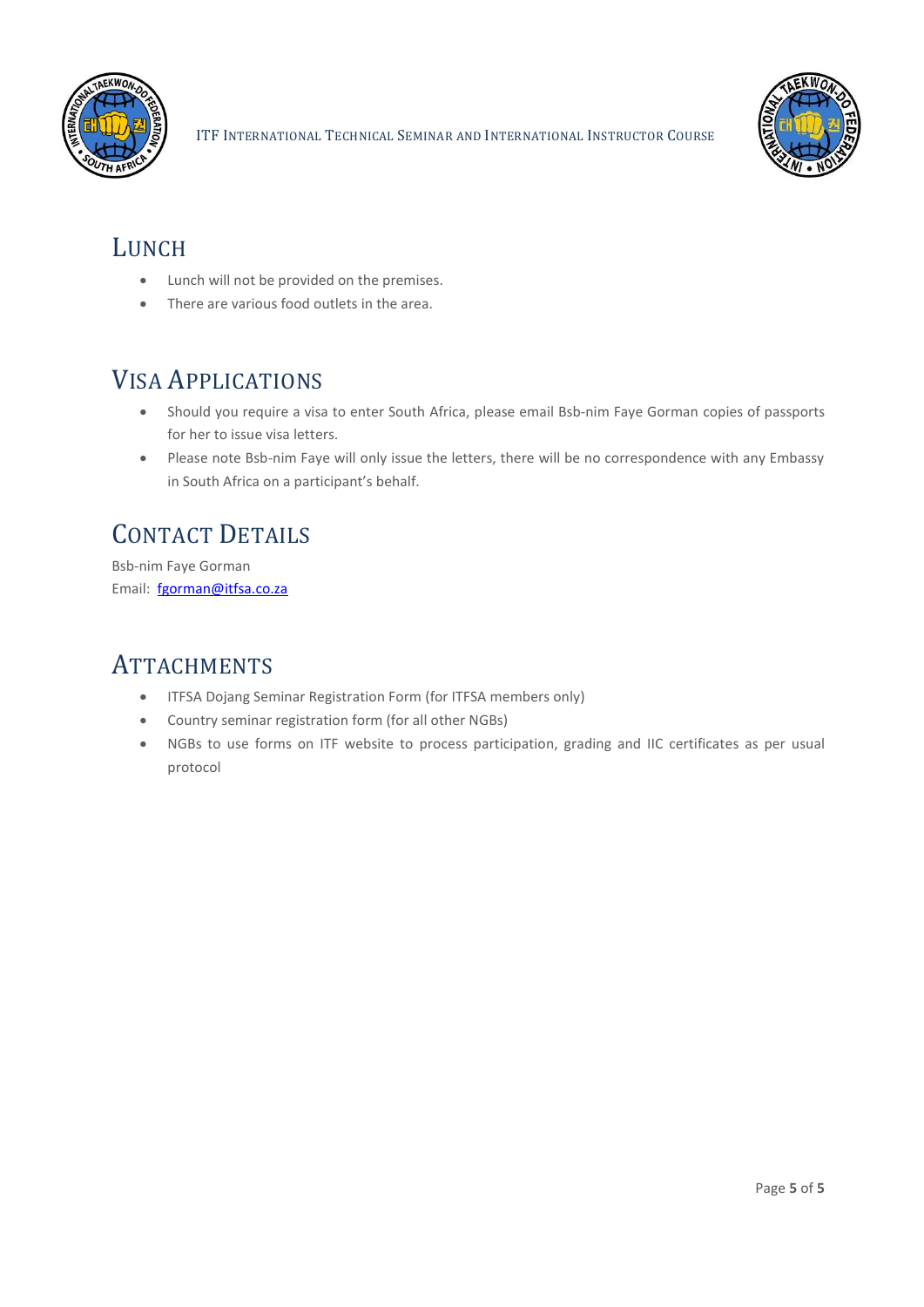## Lunch

- Lunch will not be provided on the premises.
- There are various food outlets in the area.

## Visa Applications

- Should you require a visa to enter South Africa, please email Bsb-nim Faye Gorman copies of passports for her to issue visa letters.
- Please note Bsb-nim Faye will only issue the letters, there will be no correspondence with any Embassy in South Africa on a participant's behalf.

## Contact Details

Bsb-nim Faye Gorman
Email: fgorman@itfsa.co.za

## Attachments

- ITFSA Dojang Seminar Registration Form (for ITFSA members only)
- Country seminar registration form (for all other NGBs)
- NGBs to use forms on ITF website to process participation, grading and IIC certificates as per usual protocol